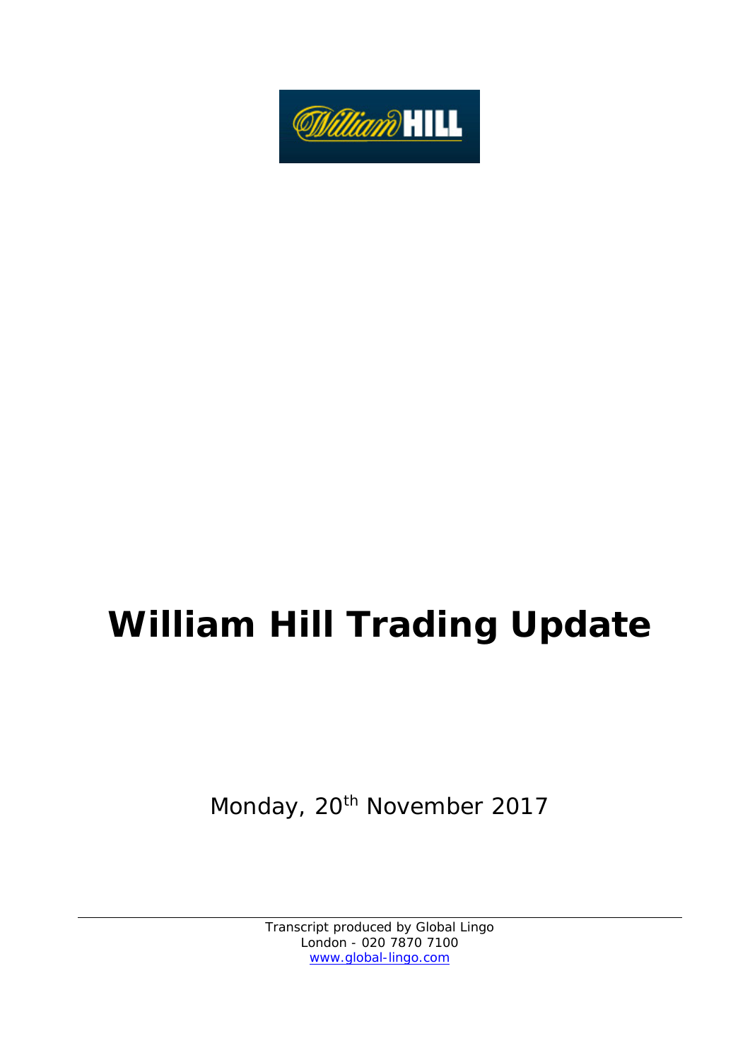# William Hill Trading Update

Monday, 20th November 2017

Transcript produced by Global Lingo
London - 020 7870 7100
www.global-lingo.com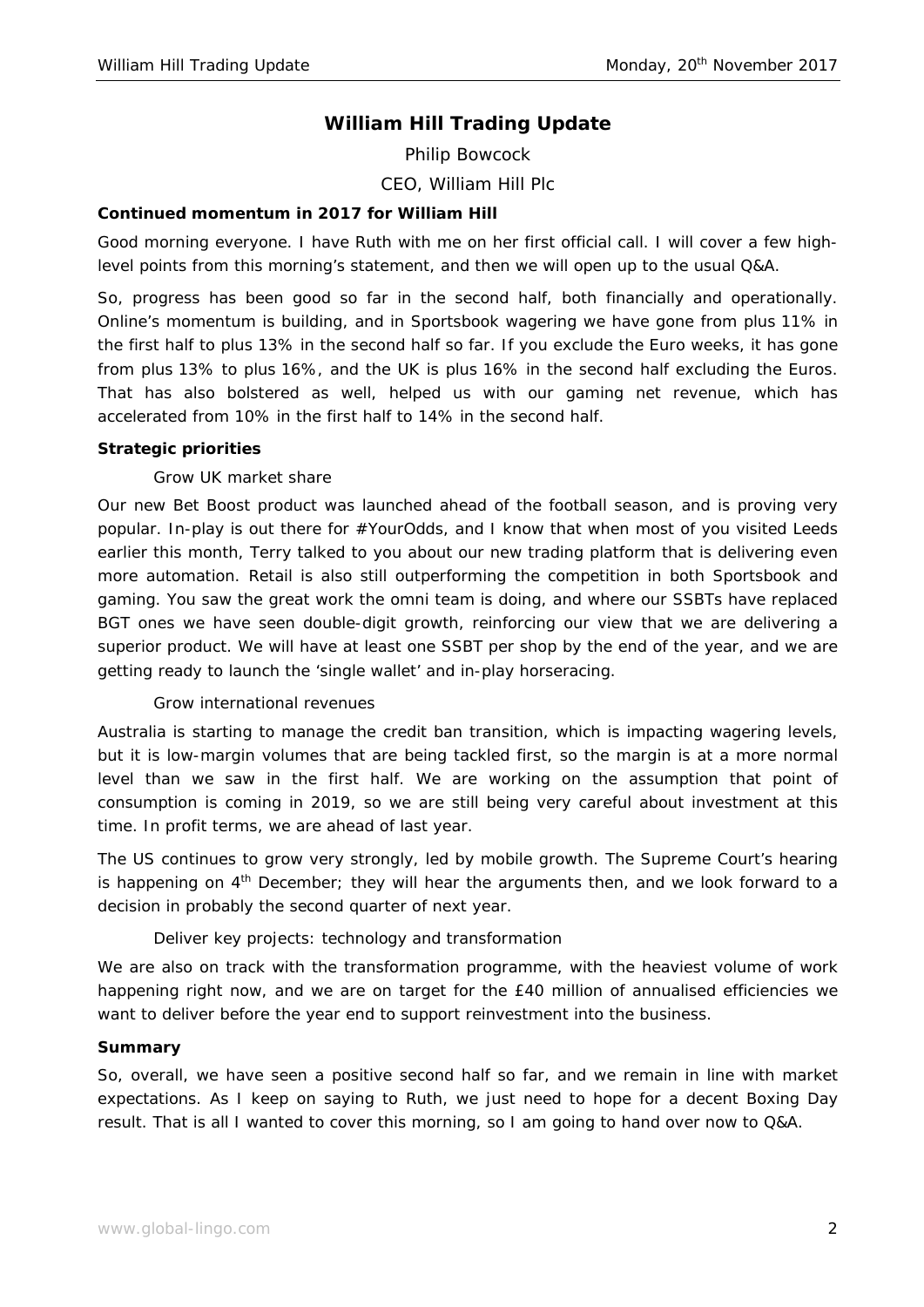# William Hill Trading Update

Philip Bowcock

CEO, William Hill Plc

## Continued momentum in 2017 for William Hill

Good morning everyone. I have Ruth with me on her first official call. I will cover a few high-level points from this morning's statement, and then we will open up to the usual Q&A.

So, progress has been good so far in the second half, both financially and operationally. Online's momentum is building, and in Sportsbook wagering we have gone from plus 11% in the first half to plus 13% in the second half so far. If you exclude the Euro weeks, it has gone from plus 13% to plus 16%, and the UK is plus 16% in the second half excluding the Euros. That has also bolstered as well, helped us with our gaming net revenue, which has accelerated from 10% in the first half to 14% in the second half.

## Strategic priorities

### Grow UK market share

Our new Bet Boost product was launched ahead of the football season, and is proving very popular. In-play is out there for #YourOdds, and I know that when most of you visited Leeds earlier this month, Terry talked to you about our new trading platform that is delivering even more automation. Retail is also still outperforming the competition in both Sportsbook and gaming. You saw the great work the omni team is doing, and where our SSBTs have replaced BGT ones we have seen double-digit growth, reinforcing our view that we are delivering a superior product. We will have at least one SSBT per shop by the end of the year, and we are getting ready to launch the 'single wallet' and in-play horseracing.

### Grow international revenues

Australia is starting to manage the credit ban transition, which is impacting wagering levels, but it is low-margin volumes that are being tackled first, so the margin is at a more normal level than we saw in the first half. We are working on the assumption that point of consumption is coming in 2019, so we are still being very careful about investment at this time. In profit terms, we are ahead of last year.

The US continues to grow very strongly, led by mobile growth. The Supreme Court's hearing is happening on 4th December; they will hear the arguments then, and we look forward to a decision in probably the second quarter of next year.

### Deliver key projects: technology and transformation

We are also on track with the transformation programme, with the heaviest volume of work happening right now, and we are on target for the £40 million of annualised efficiencies we want to deliver before the year end to support reinvestment into the business.

## Summary

So, overall, we have seen a positive second half so far, and we remain in line with market expectations. As I keep on saying to Ruth, we just need to hope for a decent Boxing Day result. That is all I wanted to cover this morning, so I am going to hand over now to Q&A.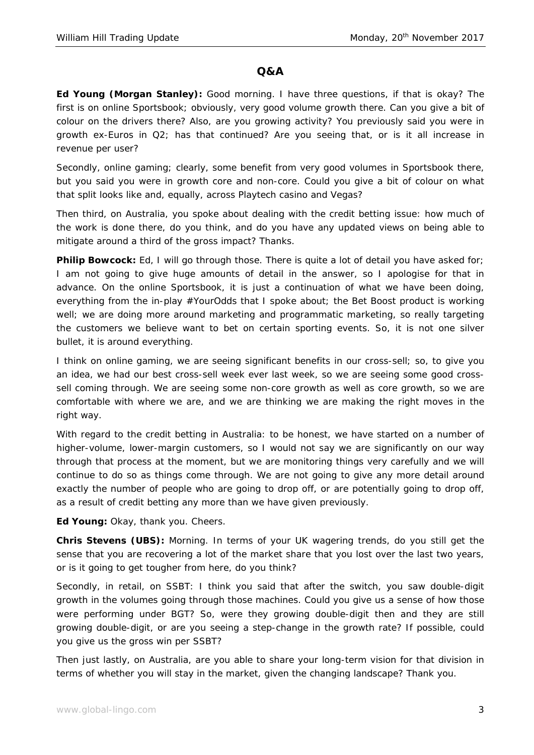## Q&A

**Ed Young (Morgan Stanley):** Good morning. I have three questions, if that is okay? The first is on online Sportsbook; obviously, very good volume growth there. Can you give a bit of colour on the drivers there? Also, are you growing activity? You previously said you were in growth ex-Euros in Q2; has that continued? Are you seeing that, or is it all increase in revenue per user?

Secondly, online gaming; clearly, some benefit from very good volumes in Sportsbook there, but you said you were in growth core and non-core. Could you give a bit of colour on what that split looks like and, equally, across Playtech casino and Vegas?

Then third, on Australia, you spoke about dealing with the credit betting issue: how much of the work is done there, do you think, and do you have any updated views on being able to mitigate around a third of the gross impact? Thanks.

**Philip Bowcock:** Ed, I will go through those. There is quite a lot of detail you have asked for; I am not going to give huge amounts of detail in the answer, so I apologise for that in advance. On the online Sportsbook, it is just a continuation of what we have been doing, everything from the in-play #YourOdds that I spoke about; the Bet Boost product is working well; we are doing more around marketing and programmatic marketing, so really targeting the customers we believe want to bet on certain sporting events. So, it is not one silver bullet, it is around everything.

I think on online gaming, we are seeing significant benefits in our cross-sell; so, to give you an idea, we had our best cross-sell week ever last week, so we are seeing some good cross-sell coming through. We are seeing some non-core growth as well as core growth, so we are comfortable with where we are, and we are thinking we are making the right moves in the right way.

With regard to the credit betting in Australia: to be honest, we have started on a number of higher-volume, lower-margin customers, so I would not say we are significantly on our way through that process at the moment, but we are monitoring things very carefully and we will continue to do so as things come through. We are not going to give any more detail around exactly the number of people who are going to drop off, or are potentially going to drop off, as a result of credit betting any more than we have given previously.

**Ed Young:** Okay, thank you. Cheers.

**Chris Stevens (UBS):** Morning. In terms of your UK wagering trends, do you still get the sense that you are recovering a lot of the market share that you lost over the last two years, or is it going to get tougher from here, do you think?

Secondly, in retail, on SSBT: I think you said that after the switch, you saw double-digit growth in the volumes going through those machines. Could you give us a sense of how those were performing under BGT? So, were they growing double-digit then and they are still growing double-digit, or are you seeing a step-change in the growth rate? If possible, could you give us the gross win per SSBT?

Then just lastly, on Australia, are you able to share your long-term vision for that division in terms of whether you will stay in the market, given the changing landscape? Thank you.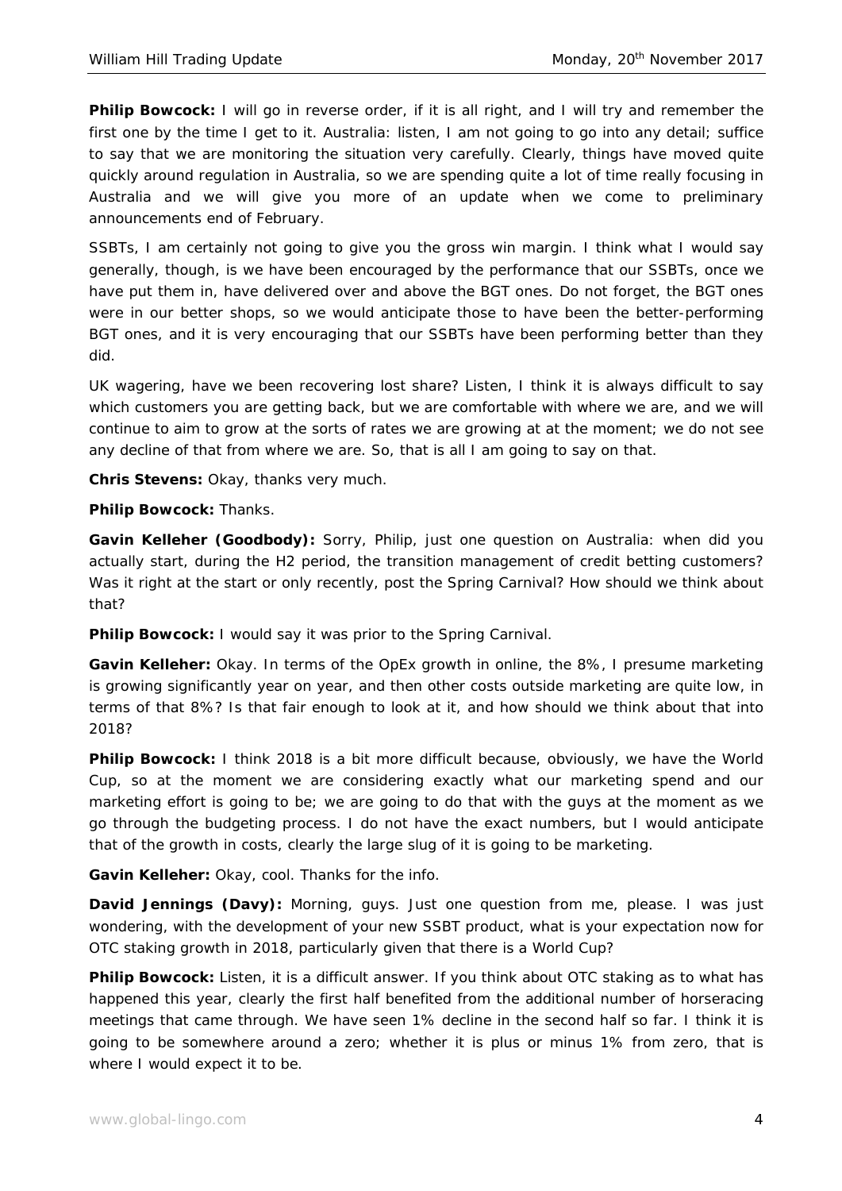**Philip Bowcock:** I will go in reverse order, if it is all right, and I will try and remember the first one by the time I get to it. Australia: listen, I am not going to go into any detail; suffice to say that we are monitoring the situation very carefully. Clearly, things have moved quite quickly around regulation in Australia, so we are spending quite a lot of time really focusing in Australia and we will give you more of an update when we come to preliminary announcements end of February.

SSBTs, I am certainly not going to give you the gross win margin. I think what I would say generally, though, is we have been encouraged by the performance that our SSBTs, once we have put them in, have delivered over and above the BGT ones. Do not forget, the BGT ones were in our better shops, so we would anticipate those to have been the better-performing BGT ones, and it is very encouraging that our SSBTs have been performing better than they did.

UK wagering, have we been recovering lost share? Listen, I think it is always difficult to say which customers you are getting back, but we are comfortable with where we are, and we will continue to aim to grow at the sorts of rates we are growing at at the moment; we do not see any decline of that from where we are. So, that is all I am going to say on that.

**Chris Stevens:** Okay, thanks very much.

**Philip Bowcock:** Thanks.

**Gavin Kelleher (Goodbody):** Sorry, Philip, just one question on Australia: when did you actually start, during the H2 period, the transition management of credit betting customers? Was it right at the start or only recently, post the Spring Carnival? How should we think about that?

**Philip Bowcock:** I would say it was prior to the Spring Carnival.

**Gavin Kelleher:** Okay. In terms of the OpEx growth in online, the 8%, I presume marketing is growing significantly year on year, and then other costs outside marketing are quite low, in terms of that 8%? Is that fair enough to look at it, and how should we think about that into 2018?

**Philip Bowcock:** I think 2018 is a bit more difficult because, obviously, we have the World Cup, so at the moment we are considering exactly what our marketing spend and our marketing effort is going to be; we are going to do that with the guys at the moment as we go through the budgeting process. I do not have the exact numbers, but I would anticipate that of the growth in costs, clearly the large slug of it is going to be marketing.

**Gavin Kelleher:** Okay, cool. Thanks for the info.

**David Jennings (Davy):** Morning, guys. Just one question from me, please. I was just wondering, with the development of your new SSBT product, what is your expectation now for OTC staking growth in 2018, particularly given that there is a World Cup?

**Philip Bowcock:** Listen, it is a difficult answer. If you think about OTC staking as to what has happened this year, clearly the first half benefited from the additional number of horseracing meetings that came through. We have seen 1% decline in the second half so far. I think it is going to be somewhere around a zero; whether it is plus or minus 1% from zero, that is where I would expect it to be.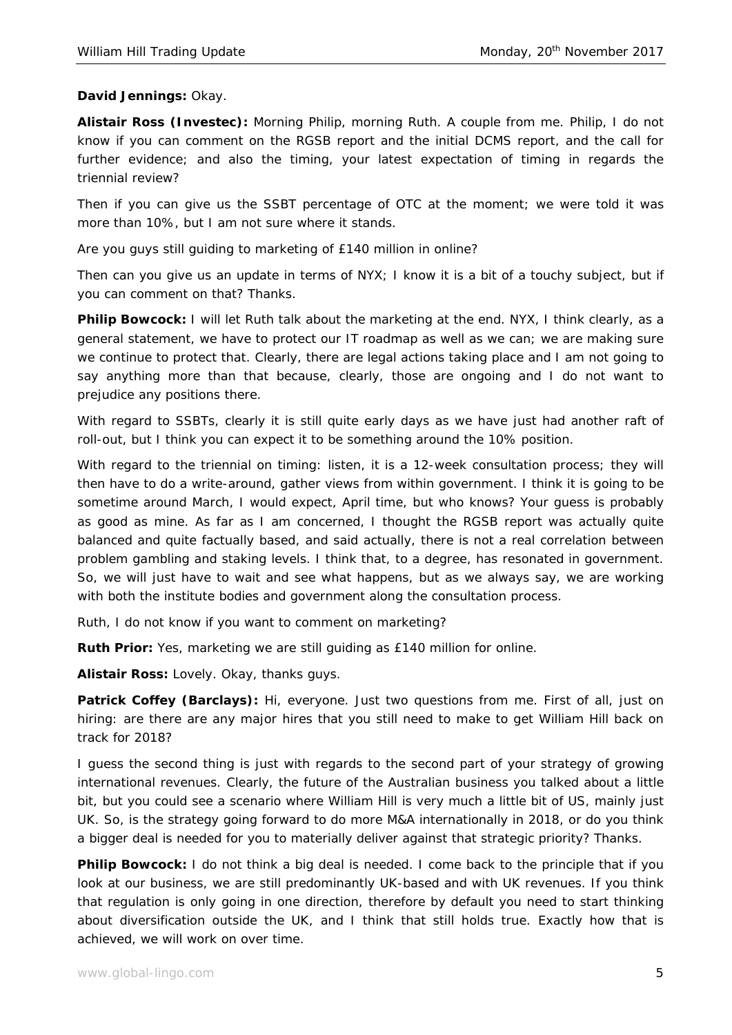**David Jennings:** Okay.

**Alistair Ross (Investec):** Morning Philip, morning Ruth. A couple from me. Philip, I do not know if you can comment on the RGSB report and the initial DCMS report, and the call for further evidence; and also the timing, your latest expectation of timing in regards the triennial review?

Then if you can give us the SSBT percentage of OTC at the moment; we were told it was more than 10%, but I am not sure where it stands.

Are you guys still guiding to marketing of £140 million in online?

Then can you give us an update in terms of NYX; I know it is a bit of a touchy subject, but if you can comment on that? Thanks.

**Philip Bowcock:** I will let Ruth talk about the marketing at the end. NYX, I think clearly, as a general statement, we have to protect our IT roadmap as well as we can; we are making sure we continue to protect that. Clearly, there are legal actions taking place and I am not going to say anything more than that because, clearly, those are ongoing and I do not want to prejudice any positions there.

With regard to SSBTs, clearly it is still quite early days as we have just had another raft of roll-out, but I think you can expect it to be something around the 10% position.

With regard to the triennial on timing: listen, it is a 12-week consultation process; they will then have to do a write-around, gather views from within government. I think it is going to be sometime around March, I would expect, April time, but who knows? Your guess is probably as good as mine. As far as I am concerned, I thought the RGSB report was actually quite balanced and quite factually based, and said actually, there is not a real correlation between problem gambling and staking levels. I think that, to a degree, has resonated in government. So, we will just have to wait and see what happens, but as we always say, we are working with both the institute bodies and government along the consultation process.

Ruth, I do not know if you want to comment on marketing?

**Ruth Prior:** Yes, marketing we are still guiding as £140 million for online.

**Alistair Ross:** Lovely. Okay, thanks guys.

**Patrick Coffey (Barclays):** Hi, everyone. Just two questions from me. First of all, just on hiring: are there are any major hires that you still need to make to get William Hill back on track for 2018?

I guess the second thing is just with regards to the second part of your strategy of growing international revenues. Clearly, the future of the Australian business you talked about a little bit, but you could see a scenario where William Hill is very much a little bit of US, mainly just UK. So, is the strategy going forward to do more M&A internationally in 2018, or do you think a bigger deal is needed for you to materially deliver against that strategic priority? Thanks.

**Philip Bowcock:** I do not think a big deal is needed. I come back to the principle that if you look at our business, we are still predominantly UK-based and with UK revenues. If you think that regulation is only going in one direction, therefore by default you need to start thinking about diversification outside the UK, and I think that still holds true. Exactly how that is achieved, we will work on over time.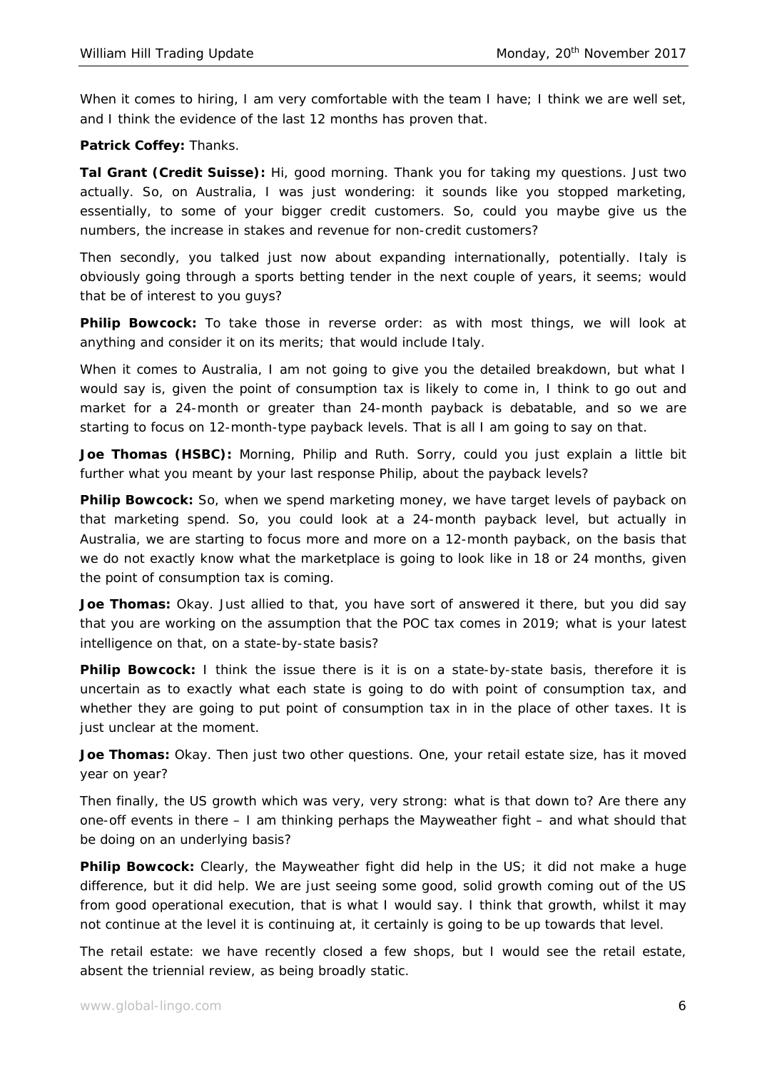When it comes to hiring, I am very comfortable with the team I have; I think we are well set, and I think the evidence of the last 12 months has proven that.

**Patrick Coffey:** Thanks.

**Tal Grant (Credit Suisse):** Hi, good morning. Thank you for taking my questions. Just two actually. So, on Australia, I was just wondering: it sounds like you stopped marketing, essentially, to some of your bigger credit customers. So, could you maybe give us the numbers, the increase in stakes and revenue for non-credit customers?

Then secondly, you talked just now about expanding internationally, potentially. Italy is obviously going through a sports betting tender in the next couple of years, it seems; would that be of interest to you guys?

**Philip Bowcock:** To take those in reverse order: as with most things, we will look at anything and consider it on its merits; that would include Italy.

When it comes to Australia, I am not going to give you the detailed breakdown, but what I would say is, given the point of consumption tax is likely to come in, I think to go out and market for a 24-month or greater than 24-month payback is debatable, and so we are starting to focus on 12-month-type payback levels. That is all I am going to say on that.

**Joe Thomas (HSBC):** Morning, Philip and Ruth. Sorry, could you just explain a little bit further what you meant by your last response Philip, about the payback levels?

**Philip Bowcock:** So, when we spend marketing money, we have target levels of payback on that marketing spend. So, you could look at a 24-month payback level, but actually in Australia, we are starting to focus more and more on a 12-month payback, on the basis that we do not exactly know what the marketplace is going to look like in 18 or 24 months, given the point of consumption tax is coming.

**Joe Thomas:** Okay. Just allied to that, you have sort of answered it there, but you did say that you are working on the assumption that the POC tax comes in 2019; what is your latest intelligence on that, on a state-by-state basis?

**Philip Bowcock:** I think the issue there is it is on a state-by-state basis, therefore it is uncertain as to exactly what each state is going to do with point of consumption tax, and whether they are going to put point of consumption tax in in the place of other taxes. It is just unclear at the moment.

**Joe Thomas:** Okay. Then just two other questions. One, your retail estate size, has it moved year on year?

Then finally, the US growth which was very, very strong: what is that down to? Are there any one-off events in there – I am thinking perhaps the Mayweather fight – and what should that be doing on an underlying basis?

**Philip Bowcock:** Clearly, the Mayweather fight did help in the US; it did not make a huge difference, but it did help. We are just seeing some good, solid growth coming out of the US from good operational execution, that is what I would say. I think that growth, whilst it may not continue at the level it is continuing at, it certainly is going to be up towards that level.

The retail estate: we have recently closed a few shops, but I would see the retail estate, absent the triennial review, as being broadly static.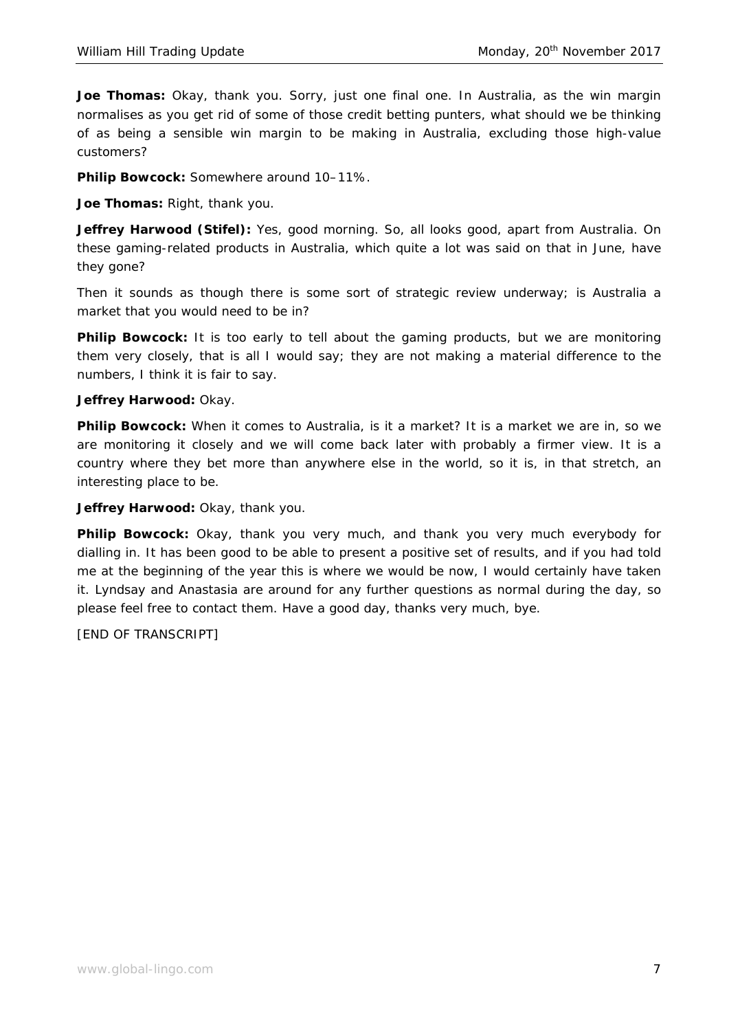**Joe Thomas:** Okay, thank you. Sorry, just one final one. In Australia, as the win margin normalises as you get rid of some of those credit betting punters, what should we be thinking of as being a sensible win margin to be making in Australia, excluding those high-value customers?

**Philip Bowcock:** Somewhere around 10–11%.

**Joe Thomas:** Right, thank you.

**Jeffrey Harwood (Stifel):** Yes, good morning. So, all looks good, apart from Australia. On these gaming-related products in Australia, which quite a lot was said on that in June, have they gone?

Then it sounds as though there is some sort of strategic review underway; is Australia a market that you would need to be in?

**Philip Bowcock:** It is too early to tell about the gaming products, but we are monitoring them very closely, that is all I would say; they are not making a material difference to the numbers, I think it is fair to say.

**Jeffrey Harwood:** Okay.

**Philip Bowcock:** When it comes to Australia, is it a market? It is a market we are in, so we are monitoring it closely and we will come back later with probably a firmer view. It is a country where they bet more than anywhere else in the world, so it is, in that stretch, an interesting place to be.

**Jeffrey Harwood:** Okay, thank you.

**Philip Bowcock:** Okay, thank you very much, and thank you very much everybody for dialling in. It has been good to be able to present a positive set of results, and if you had told me at the beginning of the year this is where we would be now, I would certainly have taken it. Lyndsay and Anastasia are around for any further questions as normal during the day, so please feel free to contact them. Have a good day, thanks very much, bye.

[END OF TRANSCRIPT]